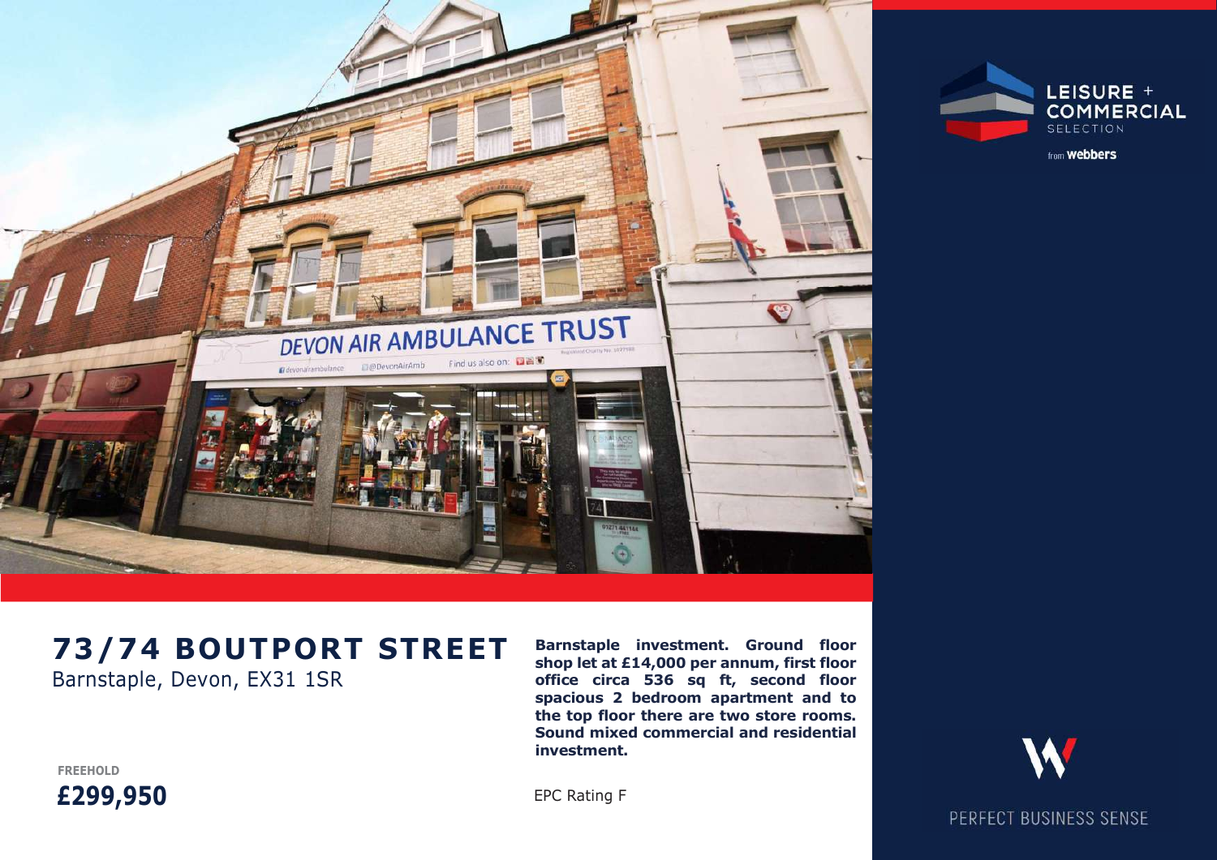LEISURE + COMMERCIAL SELECTION

from webbers

# 73/74 BOUTPORT STREET

Barnstaple, Devon, EX31 1SR

**Barnstaple investment. Ground floor shop let at £14,000 per annum, first floor office circa 536 sq ft, second floor spacious 2 bedroom apartment and to the top floor there are two store rooms. Sound mixed commercial and residential investment.**

**FREEHOLD**

**£299,950**

EPC Rating F

PERFECT BUSINESS SENSE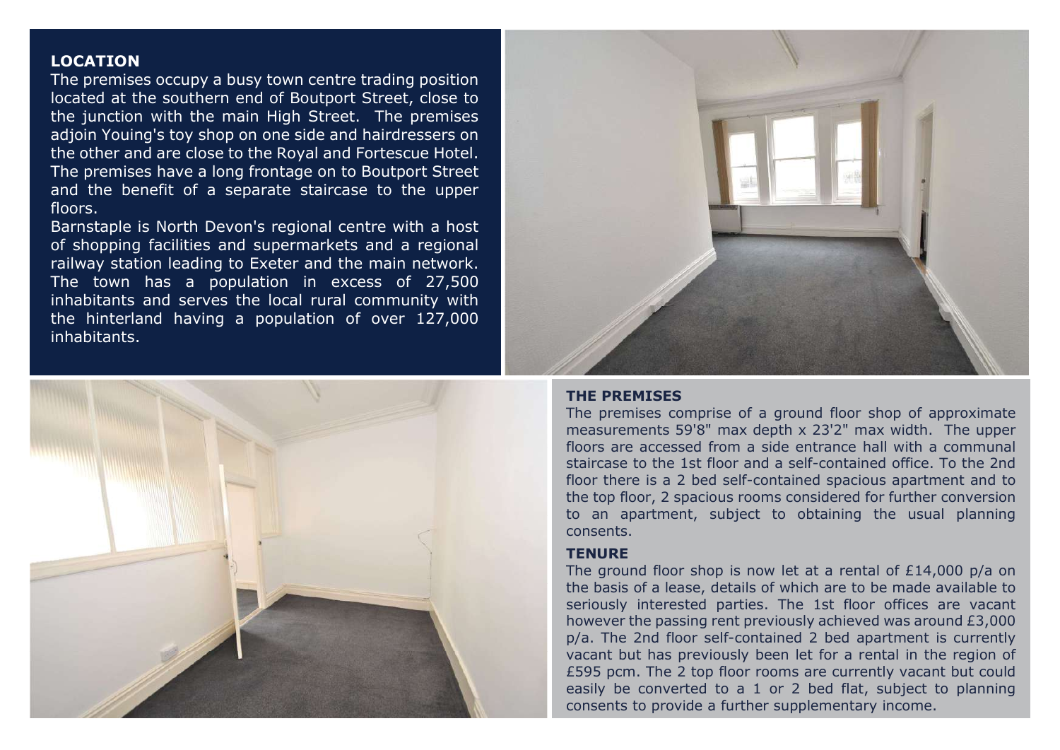## LOCATION

The premises occupy a busy town centre trading position located at the southern end of Boutport Street, close to the junction with the main High Street. The premises adjoin Youing's toy shop on one side and hairdressers on the other and are close to the Royal and Fortescue Hotel. The premises have a long frontage on to Boutport Street and the benefit of a separate staircase to the upper floors.

Barnstaple is North Devon's regional centre with a host of shopping facilities and supermarkets and a regional railway station leading to Exeter and the main network. The town has a population in excess of 27,500 inhabitants and serves the local rural community with the hinterland having a population of over 127,000 inhabitants.

## THE PREMISES

The premises comprise of a ground floor shop of approximate measurements 59'8" max depth x 23'2" max width. The upper floors are accessed from a side entrance hall with a communal staircase to the 1st floor and a self-contained office. To the 2nd floor there is a 2 bed self-contained spacious apartment and to the top floor, 2 spacious rooms considered for further conversion to an apartment, subject to obtaining the usual planning consents.

## TENURE

The ground floor shop is now let at a rental of £14,000 p/a on the basis of a lease, details of which are to be made available to seriously interested parties. The 1st floor offices are vacant however the passing rent previously achieved was around £3,000 p/a. The 2nd floor self-contained 2 bed apartment is currently vacant but has previously been let for a rental in the region of £595 pcm. The 2 top floor rooms are currently vacant but could easily be converted to a 1 or 2 bed flat, subject to planning consents to provide a further supplementary income.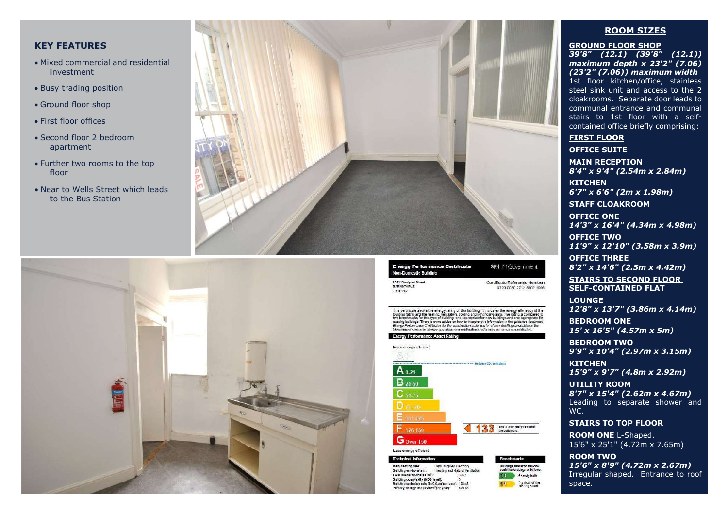## KEY FEATURES

- Mixed commercial and residential investment
- Busy trading position
- Ground floor shop
- First floor offices
- Second floor 2 bedroom apartment
- Further two rooms to the top floor
- Near to Wells Street which leads to the Bus Station

## ROOM SIZES

**GROUND FLOOR SHOP**

***39'8" (12.1) (39'8" (12.1)) maximum depth x 23'2" (7.06) (23'2" (7.06)) maximum width***

1st floor kitchen/office, stainless steel sink unit and access to the 2 cloakrooms. Separate door leads to communal entrance and communal stairs to 1st floor with a self-contained office briefly comprising:

**FIRST FLOOR**

**OFFICE SUITE**

**MAIN RECEPTION**
***8'4" x 9'4" (2.54m x 2.84m)***

**KITCHEN**
***6'7" x 6'6" (2m x 1.98m)***

**STAFF CLOAKROOM**

**OFFICE ONE**
***14'3" x 16'4" (4.34m x 4.98m)***

**OFFICE TWO**
***11'9" x 12'10" (3.58m x 3.9m)***

**OFFICE THREE**
***8'2" x 14'6" (2.5m x 4.42m)***

**STAIRS TO SECOND FLOOR SELF-CONTAINED FLAT**

**LOUNGE**
***12'8" x 13'7" (3.86m x 4.14m)***

**BEDROOM ONE**
***15' x 16'5" (4.57m x 5m)***

**BEDROOM TWO**
***9'9" x 10'4" (2.97m x 3.15m)***

**KITCHEN**
***15'9" x 9'7" (4.8m x 2.92m)***

**UTILITY ROOM**
***8'7" x 15'4" (2.62m x 4.67m)***
Leading to separate shower and WC.

**STAIRS TO TOP FLOOR**

**ROOM ONE** L-Shaped.
15'6" x 25'1" (4.72m x 7.65m)

**ROOM TWO**
***15'6" x 8'9" (4.72m x 2.67m)***
Irregular shaped. Entrance to roof space.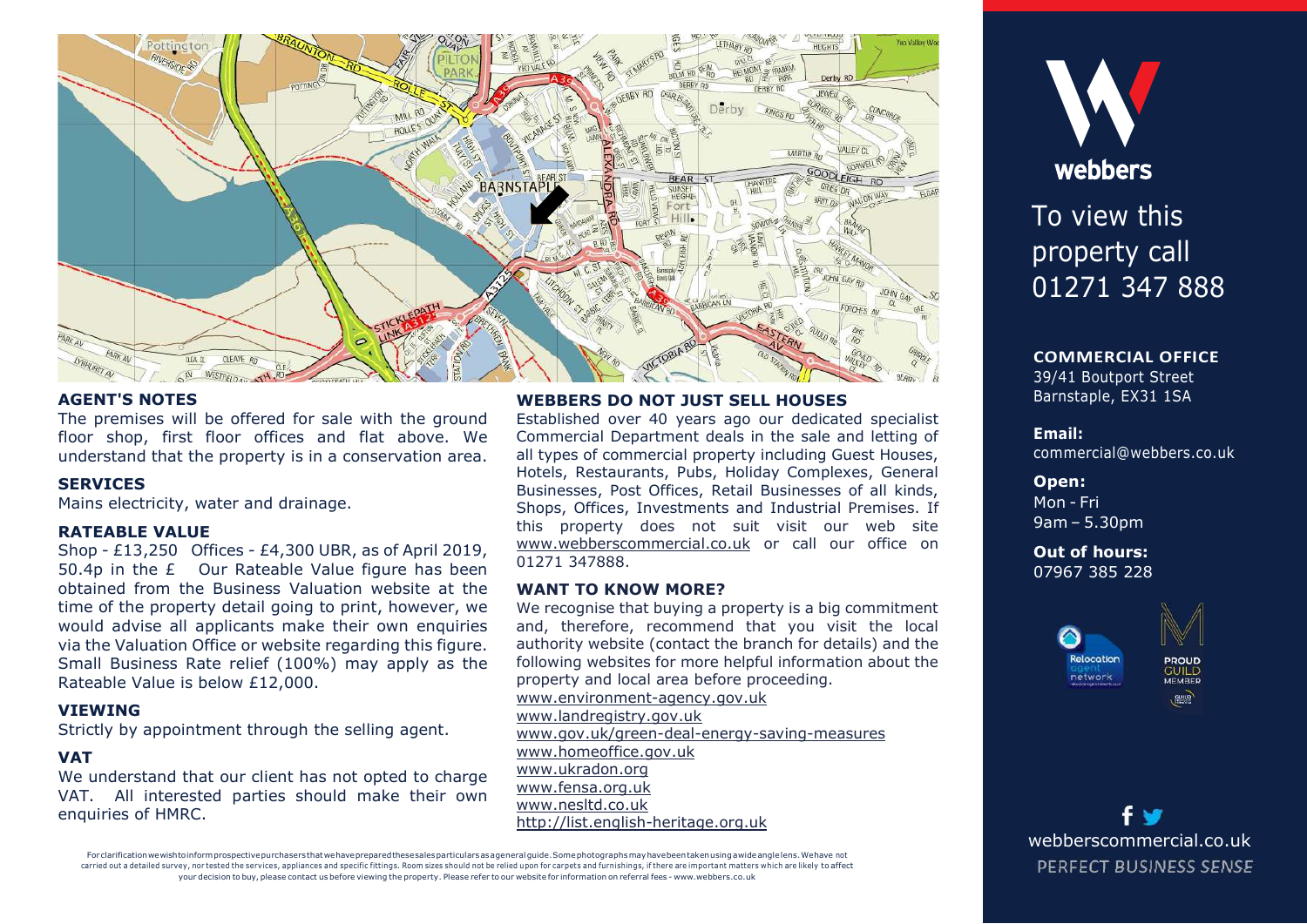## AGENT'S NOTES

The premises will be offered for sale with the ground floor shop, first floor offices and flat above. We understand that the property is in a conservation area.

## SERVICES

Mains electricity, water and drainage.

## RATEABLE VALUE

Shop - £13,250 Offices - £4,300 UBR, as of April 2019, 50.4p in the £ Our Rateable Value figure has been obtained from the Business Valuation website at the time of the property detail going to print, however, we would advise all applicants make their own enquiries via the Valuation Office or website regarding this figure. Small Business Rate relief (100%) may apply as the Rateable Value is below £12,000.

## VIEWING

Strictly by appointment through the selling agent.

## VAT

We understand that our client has not opted to charge VAT. All interested parties should make their own enquiries of HMRC.

## WEBBERS DO NOT JUST SELL HOUSES

Established over 40 years ago our dedicated specialist Commercial Department deals in the sale and letting of all types of commercial property including Guest Houses, Hotels, Restaurants, Pubs, Holiday Complexes, General Businesses, Post Offices, Retail Businesses of all kinds, Shops, Offices, Investments and Industrial Premises. If this property does not suit visit our web site www.webberscommercial.co.uk or call our office on 01271 347888.

## WANT TO KNOW MORE?

We recognise that buying a property is a big commitment and, therefore, recommend that you visit the local authority website (contact the branch for details) and the following websites for more helpful information about the property and local area before proceeding.

www.environment-agency.gov.uk
www.landregistry.gov.uk
www.gov.uk/green-deal-energy-saving-measures
www.homeoffice.gov.uk
www.ukradon.org
www.fensa.org.uk
www.nesltd.co.uk
http://list.english-heritage.org.uk

webbers

To view this property call 01271 347 888

**COMMERCIAL OFFICE**
39/41 Boutport Street
Barnstaple, EX31 1SA

**Email:**
commercial@webbers.co.uk

**Open:**
Mon - Fri
9am – 5.30pm

**Out of hours:**
07967 385 228

Relocation agent network

PROUD GUILD MEMBER

webberscommercial.co.uk

PERFECT BUSINESS SENSE

For clarification we wish to inform prospective purchasers that we have prepared these sales particulars as a general guide. Some photographs may have been taken using a wide angle lens. We have not carried out a detailed survey, nor tested the services, appliances and specific fittings. Room sizes should not be relied upon for carpets and furnishings, if there are important matters which are likely to affect your decision to buy, please contact us before viewing the property. Please refer to our website for information on referral fees - www.webbers.co.uk